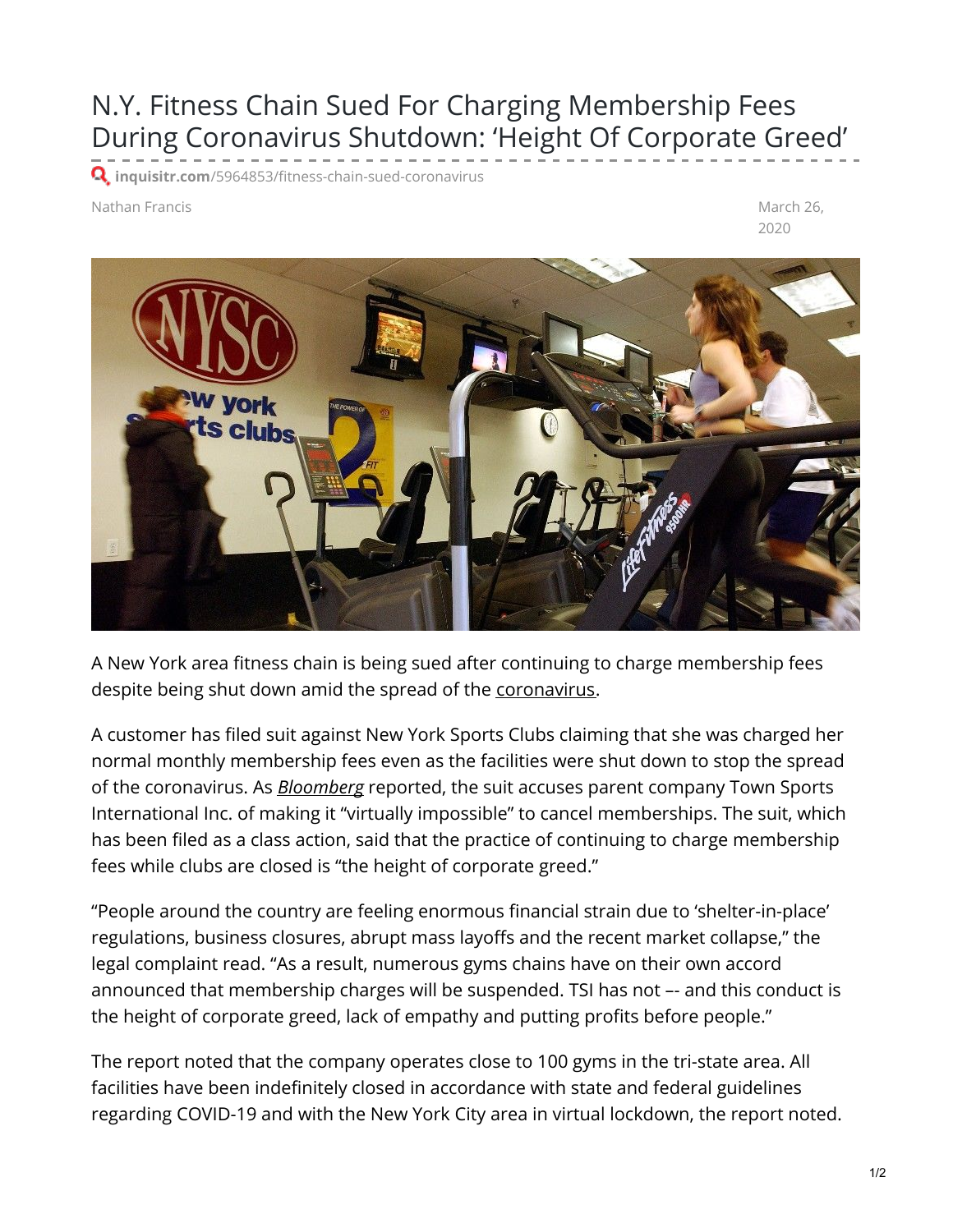# N.Y. Fitness Chain Sued For Charging Membership Fees During Coronavirus Shutdown: 'Height Of Corporate Greed'

inquisitr.com/5964853/fitness-chain-sued-coronavirus

Nathan Francis

March 26, 2020

A New York area fitness chain is being sued after continuing to charge membership fees despite being shut down amid the spread of the coronavirus.

A customer has filed suit against New York Sports Clubs claiming that she was charged her normal monthly membership fees even as the facilities were shut down to stop the spread of the coronavirus. As *Bloomberg* reported, the suit accuses parent company Town Sports International Inc. of making it "virtually impossible" to cancel memberships. The suit, which has been filed as a class action, said that the practice of continuing to charge membership fees while clubs are closed is "the height of corporate greed."

"People around the country are feeling enormous financial strain due to 'shelter-in-place' regulations, business closures, abrupt mass layoffs and the recent market collapse," the legal complaint read. "As a result, numerous gyms chains have on their own accord announced that membership charges will be suspended. TSI has not –- and this conduct is the height of corporate greed, lack of empathy and putting profits before people."

The report noted that the company operates close to 100 gyms in the tri-state area. All facilities have been indefinitely closed in accordance with state and federal guidelines regarding COVID-19 and with the New York City area in virtual lockdown, the report noted.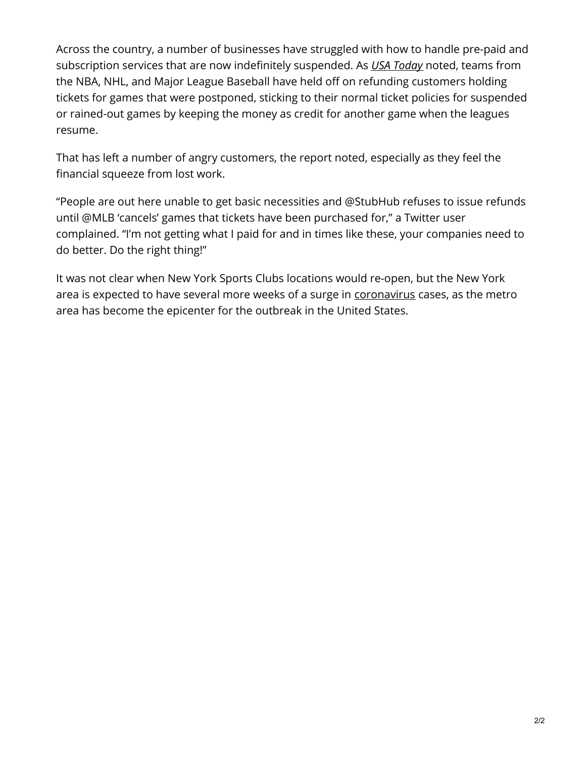Across the country, a number of businesses have struggled with how to handle pre-paid and subscription services that are now indefinitely suspended. As *USA Today* noted, teams from the NBA, NHL, and Major League Baseball have held off on refunding customers holding tickets for games that were postponed, sticking to their normal ticket policies for suspended or rained-out games by keeping the money as credit for another game when the leagues resume.

That has left a number of angry customers, the report noted, especially as they feel the financial squeeze from lost work.

"People are out here unable to get basic necessities and @StubHub refuses to issue refunds until @MLB 'cancels' games that tickets have been purchased for," a Twitter user complained. "I'm not getting what I paid for and in times like these, your companies need to do better. Do the right thing!"

It was not clear when New York Sports Clubs locations would re-open, but the New York area is expected to have several more weeks of a surge in coronavirus cases, as the metro area has become the epicenter for the outbreak in the United States.